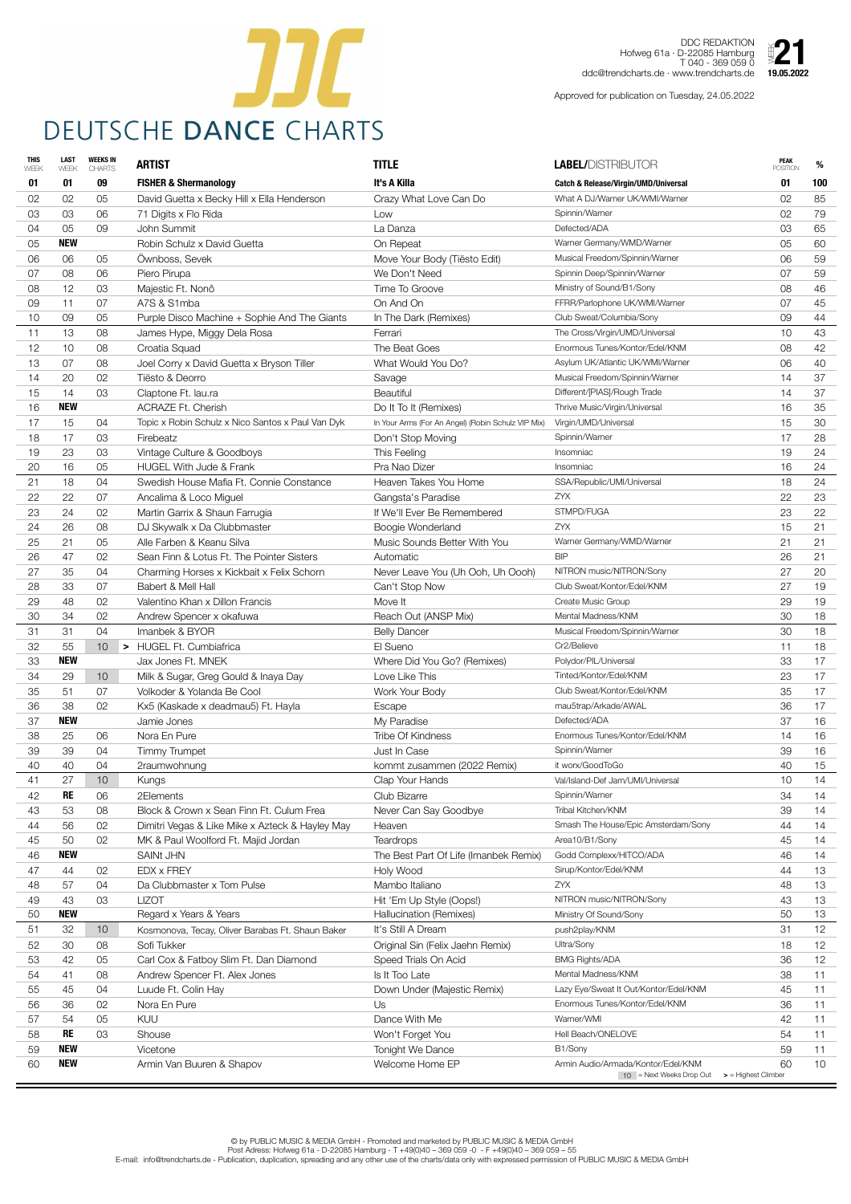# DEUTSCHE DANCE CHARTS

DDC REDAKTION
Hofweg 61a · D-22085 Hamburg
T 040 - 369 059 0
ddc@trendcharts.de · www.trendcharts.de

WEEK **21**
**19.05.2022**

Approved for publication on Tuesday, 24.05.2022

| THIS WEEK | LAST WEEK | WEEKS IN CHARTS | ARTIST | TITLE | LABEL/DISTRIBUTOR | PEAK POSITION | % |
|---|---|---|---|---|---|---|---|
| **01** | **01** | **09** | **FISHER & Shermanology** | **It's A Killa** | **Catch & Release/Virgin/UMD/Universal** | **01** | **100** |
| 02 | 02 | 05 | David Guetta x Becky Hill x Ella Henderson | Crazy What Love Can Do | What A DJ/Warner UK/WMI/Warner | 02 | 85 |
| 03 | 03 | 06 | 71 Digits x Flo Rida | Low | Spinnin/Warner | 02 | 79 |
| 04 | 05 | 09 | John Summit | La Danza | Defected/ADA | 03 | 65 |
| 05 | **NEW** | | Robin Schulz x David Guetta | On Repeat | Warner Germany/WMD/Warner | 05 | 60 |
| 06 | 06 | 05 | Öwnboss, Sevek | Move Your Body (Tiësto Edit) | Musical Freedom/Spinnin/Warner | 06 | 59 |
| 07 | 08 | 06 | Piero Pirupa | We Don't Need | Spinnin Deep/Spinnin/Warner | 07 | 59 |
| 08 | 12 | 03 | Majestic Ft. Nonô | Time To Groove | Ministry of Sound/B1/Sony | 08 | 46 |
| 09 | 11 | 07 | A7S & S1mba | On And On | FFRR/Parlophone UK/WMI/Warner | 07 | 45 |
| 10 | 09 | 05 | Purple Disco Machine + Sophie And The Giants | In The Dark (Remixes) | Club Sweat/Columbia/Sony | 09 | 44 |
| 11 | 13 | 08 | James Hype, Miggy Dela Rosa | Ferrari | The Cross/Virgin/UMD/Universal | 10 | 43 |
| 12 | 10 | 08 | Croatia Squad | The Beat Goes | Enormous Tunes/Kontor/Edel/KNM | 08 | 42 |
| 13 | 07 | 08 | Joel Corry x David Guetta x Bryson Tiller | What Would You Do? | Asylum UK/Atlantic UK/WMI/Warner | 06 | 40 |
| 14 | 20 | 02 | Tiësto & Deorro | Savage | Musical Freedom/Spinnin/Warner | 14 | 37 |
| 15 | 14 | 03 | Claptone Ft. lau.ra | Beautiful | Different/[PIAS]/Rough Trade | 14 | 37 |
| 16 | **NEW** | | ACRAZE Ft. Cherish | Do It To It (Remixes) | Thrive Music/Virgin/Universal | 16 | 35 |
| 17 | 15 | 04 | Topic x Robin Schulz x Nico Santos x Paul Van Dyk | In Your Arms (For An Angel) (Robin Schulz VIP Mix) | Virgin/UMD/Universal | 15 | 30 |
| 18 | 17 | 03 | Firebeatz | Don't Stop Moving | Spinnin/Warner | 17 | 28 |
| 19 | 23 | 03 | Vintage Culture & Goodboys | This Feeling | Insomniac | 19 | 24 |
| 20 | 16 | 05 | HUGEL With Jude & Frank | Pra Nao Dizer | Insomniac | 16 | 24 |
| 21 | 18 | 04 | Swedish House Mafia Ft. Connie Constance | Heaven Takes You Home | SSA/Republic/UMI/Universal | 18 | 24 |
| 22 | 22 | 07 | Ancalima & Loco Miguel | Gangsta's Paradise | ZYX | 22 | 23 |
| 23 | 24 | 02 | Martin Garrix & Shaun Farrugia | If We'll Ever Be Remembered | STMPD/FUGA | 23 | 22 |
| 24 | 26 | 08 | DJ Skywalk x Da Clubbmaster | Boogie Wonderland | ZYX | 15 | 21 |
| 25 | 21 | 05 | Alle Farben & Keanu Silva | Music Sounds Better With You | Warner Germany/WMD/Warner | 21 | 21 |
| 26 | 47 | 02 | Sean Finn & Lotus Ft. The Pointer Sisters | Automatic | BIP | 26 | 21 |
| 27 | 35 | 04 | Charming Horses x Kickbait x Felix Schorn | Never Leave You (Uh Ooh, Uh Oooh) | NITRON music/NITRON/Sony | 27 | 20 |
| 28 | 33 | 07 | Babert & Mell Hall | Can't Stop Now | Club Sweat/Kontor/Edel/KNM | 27 | 19 |
| 29 | 48 | 02 | Valentino Khan x Dillon Francis | Move It | Create Music Group | 29 | 19 |
| 30 | 34 | 02 | Andrew Spencer x okafuwa | Reach Out (ANSP Mix) | Mental Madness/KNM | 30 | 18 |
| 31 | 31 | 04 | Imanbek & BYOR | Belly Dancer | Musical Freedom/Spinnin/Warner | 30 | 18 |
| 32 | 55 | 10 | > HUGEL Ft. Cumbiafrica | El Sueno | Cr2/Believe | 11 | 18 |
| 33 | **NEW** | | Jax Jones Ft. MNEK | Where Did You Go? (Remixes) | Polydor/PIL/Universal | 33 | 17 |
| 34 | 29 | 10 | Milk & Sugar, Greg Gould & Inaya Day | Love Like This | Tinted/Kontor/Edel/KNM | 23 | 17 |
| 35 | 51 | 07 | Volkoder & Yolanda Be Cool | Work Your Body | Club Sweat/Kontor/Edel/KNM | 35 | 17 |
| 36 | 38 | 02 | Kx5 (Kaskade x deadmau5) Ft. Hayla | Escape | mau5trap/Arkade/AWAL | 36 | 17 |
| 37 | **NEW** | | Jamie Jones | My Paradise | Defected/ADA | 37 | 16 |
| 38 | 25 | 06 | Nora En Pure | Tribe Of Kindness | Enormous Tunes/Kontor/Edel/KNM | 14 | 16 |
| 39 | 39 | 04 | Timmy Trumpet | Just In Case | Spinnin/Warner | 39 | 16 |
| 40 | 40 | 04 | 2raumwohnung | kommt zusammen (2022 Remix) | it worx/GoodToGo | 40 | 15 |
| 41 | 27 | 10 | Kungs | Clap Your Hands | Val/Island-Def Jam/UMI/Universal | 10 | 14 |
| 42 | **RE** | 06 | 2Elements | Club Bizarre | Spinnin/Warner | 34 | 14 |
| 43 | 53 | 08 | Block & Crown x Sean Finn Ft. Culum Frea | Never Can Say Goodbye | Tribal Kitchen/KNM | 39 | 14 |
| 44 | 56 | 02 | Dimitri Vegas & Like Mike x Azteck & Hayley May | Heaven | Smash The House/Epic Amsterdam/Sony | 44 | 14 |
| 45 | 50 | 02 | MK & Paul Woolford Ft. Majid Jordan | Teardrops | Area10/B1/Sony | 45 | 14 |
| 46 | **NEW** | | SAINt JHN | The Best Part Of Life (Imanbek Remix) | Godd Complexx/HITCO/ADA | 46 | 14 |
| 47 | 44 | 02 | EDX x FREY | Holy Wood | Sirup/Kontor/Edel/KNM | 44 | 13 |
| 48 | 57 | 04 | Da Clubbmaster x Tom Pulse | Mambo Italiano | ZYX | 48 | 13 |
| 49 | 43 | 03 | LIZOT | Hit 'Em Up Style (Oops!) | NITRON music/NITRON/Sony | 43 | 13 |
| 50 | **NEW** | | Regard x Years & Years | Hallucination (Remixes) | Ministry Of Sound/Sony | 50 | 13 |
| 51 | 32 | 10 | Kosmonova, Tecay, Oliver Barabas Ft. Shaun Baker | It's Still A Dream | push2play/KNM | 31 | 12 |
| 52 | 30 | 08 | Sofi Tukker | Original Sin (Felix Jaehn Remix) | Ultra/Sony | 18 | 12 |
| 53 | 42 | 05 | Carl Cox & Fatboy Slim Ft. Dan Diamond | Speed Trials On Acid | BMG Rights/ADA | 36 | 12 |
| 54 | 41 | 08 | Andrew Spencer Ft. Alex Jones | Is It Too Late | Mental Madness/KNM | 38 | 11 |
| 55 | 45 | 04 | Luude Ft. Colin Hay | Down Under (Majestic Remix) | Lazy Eye/Sweat It Out/Kontor/Edel/KNM | 45 | 11 |
| 56 | 36 | 02 | Nora En Pure | Us | Enormous Tunes/Kontor/Edel/KNM | 36 | 11 |
| 57 | 54 | 05 | KUU | Dance With Me | Warner/WMI | 42 | 11 |
| 58 | **RE** | 03 | Shouse | Won't Forget You | Hell Beach/ONELOVE | 54 | 11 |
| 59 | **NEW** | | Vicetone | Tonight We Dance | B1/Sony | 59 | 11 |
| 60 | **NEW** | | Armin Van Buuren & Shapov | Welcome Home EP | Armin Audio/Armada/Kontor/Edel/KNM | 60 | 10 |

10 = Next Weeks Drop Out  > = Highest Climber

© by PUBLIC MUSIC & MEDIA GmbH - Promoted and marketed by PUBLIC MUSIC & MEDIA GmbH
Post Adress: Hofweg 61a - D-22085 Hamburg - T +49(0)40 – 369 059 -0 - F +49(0)40 – 369 059 – 55
E-mail: info@trendcharts.de - Publication, duplication, spreading and any other use of the charts/data only with expressed permission of PUBLIC MUSIC & MEDIA GmbH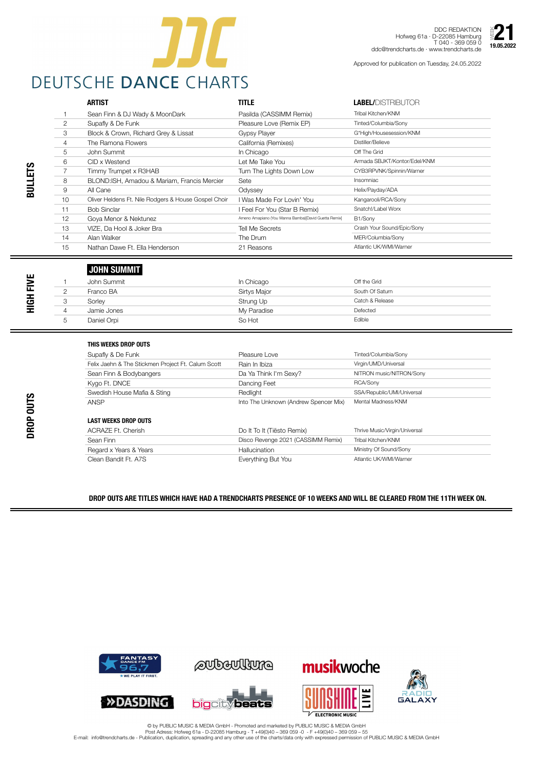# DEUTSCHE DANCE CHARTS

DDC REDAKTION
Hofweg 61a · D-22085 Hamburg
T 040 - 369 059 0
ddc@trendcharts.de · www.trendcharts.de

WEEK **21**
**19.05.2022**

Approved for publication on Tuesday, 24.05.2022

## BULLETS

| | ARTIST | TITLE | LABEL/DISTRIBUTOR |
|---|---|---|---|
| 1 | Sean Finn & DJ Wady & MoonDark | Pasilda (CASSIMM Remix) | Tribal Kitchen/KNM |
| 2 | Supafly & De Funk | Pleasure Love (Remix EP) | Tinted/Columbia/Sony |
| 3 | Block & Crown, Richard Grey & Lissat | Gypsy Player | G*High/Housesession/KNM |
| 4 | The Ramona Flowers | California (Remixes) | Distiller/Believe |
| 5 | John Summit | In Chicago | Off The Grid |
| 6 | CID x Westend | Let Me Take You | Armada SBJKT/Kontor/Edel/KNM |
| 7 | Timmy Trumpet x R3HAB | Turn The Lights Down Low | CYB3RPVNK/Spinnin/Warner |
| 8 | BLOND:ISH, Amadou & Mariam, Francis Mercier | Sete | Insomniac |
| 9 | All Cane | Odyssey | Helix/Payday/ADA |
| 10 | Oliver Heldens Ft. Nile Rodgers & House Gospel Choir | I Was Made For Lovin' You | Kangaroo/RCA/Sony |
| 11 | Bob Sinclar | I Feel For You (Star B Remix) | Snatch!/Label Worx |
| 12 | Goya Menor & Nektunez | Ameno Amapiano (You Wanna Bamba)[David Guetta Remix] | B1/Sony |
| 13 | VIZE, Da Hool & Joker Bra | Tell Me Secrets | Crash Your Sound/Epic/Sony |
| 14 | Alan Walker | The Drum | MER/Columbia/Sony |
| 15 | Nathan Dawe Ft. Ella Henderson | 21 Reasons | Atlantic UK/WMI/Warner |

## HIGH FIVE

**JOHN SUMMIT**

| | | | |
|---|---|---|---|
| 1 | John Summit | In Chicago | Off the Grid |
| 2 | Franco BA | Sirtys Major | South Of Saturn |
| 3 | Sorley | Strung Up | Catch & Release |
| 4 | Jamie Jones | My Paradise | Defected |
| 5 | Daniel Orpi | So Hot | Edible |

## DROP OUTS

**THIS WEEKS DROP OUTS**

| | | |
|---|---|---|
| Supafly & De Funk | Pleasure Love | Tinted/Columbia/Sony |
| Felix Jaehn & The Stickmen Project Ft. Calum Scott | Rain In Ibiza | Virgin/UMD/Universal |
| Sean Finn & Bodybangers | Da Ya Think I'm Sexy? | NITRON music/NITRON/Sony |
| Kygo Ft. DNCE | Dancing Feet | RCA/Sony |
| Swedish House Mafia & Sting | Redlight | SSA/Republic/UMI/Universal |
| ANSP | Into The Unknown (Andrew Spencer Mix) | Mental Madness/KNM |

**LAST WEEKS DROP OUTS**

| | | |
|---|---|---|
| ACRAZE Ft. Cherish | Do It To It (Tiësto Remix) | Thrive Music/Virgin/Universal |
| Sean Finn | Disco Revenge 2021 (CASSIMM Remix) | Tribal Kitchen/KNM |
| Regard x Years & Years | Hallucination | Ministry Of Sound/Sony |
| Clean Bandit Ft. A7S | Everything But You | Atlantic UK/WMI/Warner |

**DROP OUTS ARE TITLES WHICH HAVE HAD A TRENDCHARTS PRESENCE OF 10 WEEKS AND WILL BE CLEARED FROM THE 11TH WEEK ON.**

© by PUBLIC MUSIC & MEDIA GmbH - Promoted and marketed by PUBLIC MUSIC & MEDIA GmbH
Post Adress: Hofweg 61a - D-22085 Hamburg - T +49(0)40 – 369 059 -0 - F +49(0)40 – 369 059 – 55
E-mail: info@trendcharts.de - Publication, duplication, spreading and any other use of the charts/data only with expressed permission of PUBLIC MUSIC & MEDIA GmbH